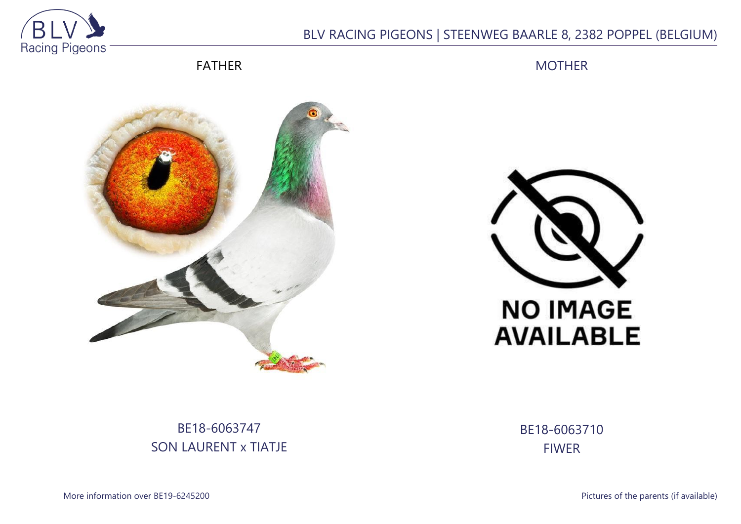BLV RACING PIGEONS | STEENWEG BAARLE 8, 2382 POPPEL (BELGIUM)

| FATHER | MOTHER |
| --- | --- |
| BE18-6063747 | BE18-6063710 |
| SON LAURENT x TIATJE | FIWER |

More information over BE19-6245200

Pictures of the parents (if available)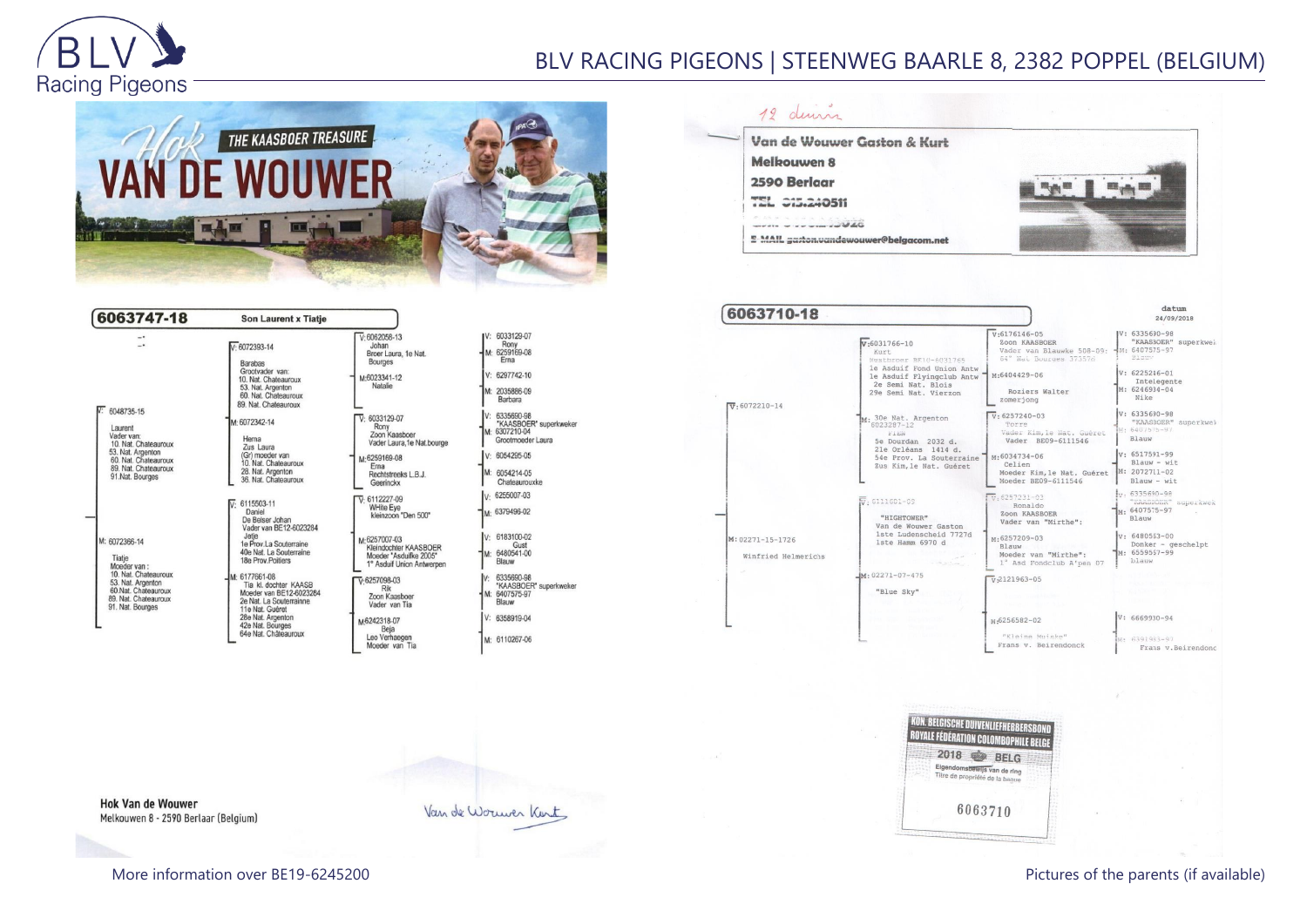## Hok VAN DE WOUWER — THE KAASBOER TREASURE

### 6063747-18 — Son Laurent x Tiatje

**V: 6048735-15**
Laurent
Vader van:
10. Nat. Chateauroux
53. Nat. Argenton
60. Nat. Chateauroux
89. Nat. Chateauroux
91.Nat. Bourges

- **V: 6072393-14**
  Barabas
  Grootvader van:
  10. Nat. Chateauroux
  53. Nat. Argenton
  60. Nat. Chateauroux
  89. Nat. Chateauroux
  - V: 6062058-13 — Johan — Broer Laura, 1e Nat. Bourges
    - V: 6033129-07 — Rony
    - M: 6259169-08 — Erna
  - M: 6023341-12 — Natalie
    - V: 6297742-10
    - M: 2035886-09 — Barbara
- **M: 6072342-14**
  Hema
  Zus Laura
  (Gr) moeder van
  10. Nat. Chateauroux
  28. Nat. Argenton
  36. Nat. Chateauroux
  - V: 6033129-07 — Rony — Zoon Kaasboer — Vader Laura, 1e Nat.bourge
    - V: 6335690-98 — "KAASBOER" superkweker
    - M: 6307210-04 — Grootmoeder Laura
  - M: 6259169-08 — Erna — Rechtstreeks L.B.J. Geerinckx
    - V: 6054295-05
    - M: 6054214-05 — Chateaurouxke

**M: 6072366-14**
Tiatje
Moeder van:
10. Nat. Chateauroux
53. Nat. Argenton
60.Nat. Chateauroux
89. Nat. Chateauroux
91. Nat. Bourges

- **V: 6115503-11**
  Daniel
  De Belser Johan
  Vader van BE12-6023284
  Jetje
  1e Prov.La Souterraine
  40e Nat. La Souterraine
  18e Prov.Poitiers
  - V: 6112227-09 — White Eye — kleinzoon "Den 500"
    - V: 6255007-03
    - M: 6379496-02
  - M: 6257007-03 — Kleindochter KAASBOER — Moeder "Asduifke 2005" — 1° Asduif Union Antwerpen
    - V: 6183100-02 — Gust
    - M: 6480541-00 — Blauw
- **M: 6177661-08**
  Tia kl. dochter KAASB
  Moeder van BE12-6023284
  2e Nat. La Souterraine
  11e Nat. Guéret
  28e Nat. Argenton
  42e Nat. Bourges
  64e Nat. Châteauroux
  - V: 6257098-03 — Rik — Zoon Kaasboer — Vader van Tia
    - V: 6335690-98 — "KAASBOER" superkweker
    - M: 6407575-97 — Blauw
  - M: 6242318-07 — Beja — Leo Verhaegen — Moeder van Tia
    - V: 6358919-04
    - M: 6110267-06

Hok Van de Wouwer
Melkouwen 8 - 2590 Berlaar (Belgium)

Van de Wouwer Kurt

---

12 duivin

**Van de Wouwer Gaston & Kurt**
**Melkouwen 8**
**2590 Berlaar**
**TEL 015.240511**
**E-MAIL gaston.vandewouwer@belgacom.net**

### 6063710-18

datum 24/09/2018

**V: 6072210-14**

- **V: 6031766-10**
  Kurt
  Kleinzoon BE10-6031765
  1e Asduif Fond Union Antw
  1e Asduif Flyingclub Antw
  2e Semi Nat. Blois
  29e Semi Nat. Vierzon
  - V: 6176146-05 — Zoon KAASBOER — Vader van Blauwke 508-09: 64° Nat Bourges 37357d
    - V: 6335690-98 — "KAASBOER" superkweker
    - M: 6407575-97 — Blauw
  - M: 6404429-06 — Roziers Walter — zomerjong
    - V: 6225216-01 — Intelegente
    - M: 6246934-04 — Nike
- **M: 6023287-12**
  30e Nat. Argenton
  Tiem
  5e Dourdan 2032 d.
  21e Orléans 1414 d.
  54e Prov. La Souterraine
  Zus Kim, 1e Nat. Guéret
  - V: 6257240-03 — Torre — Vader Kim, 1e Nat. Guéret — Vader BE09-6111546
    - V: 6335690-98 — "KAASBOER" superkweker
    - M: 6407575-97 — Blauw
  - M: 6034734-06 — Celien — Moeder Kim, 1e Nat. Guéret — Moeder BE09-6111546
    - V: 6517591-99 — Blauw - wit
    - M: 2072711-02 — Blauw - wit

**M: 02271-15-1726**
Winfried Helmerichs

- **V: 0111601-05**
  "HIGHTOWER"
  Van de Wouwer Gaston
  1ste Ludenscheid 7727d
  1ste Hamm 6970 d
  - V: 6257231-03 — Ronaldo — Zoon KAASBOER — Vader van "Mirthe":
    - V: 6335690-98 — "KAASBOER" superkweker
    - M: 6407575-97 — Blauw
  - M: 6257209-03 — Blauw — Moeder van "Mirthe": 1° Asd Fondclub A'pen 07
    - V: 6480553-00 — Donker - geschelpt
    - M: 6559557-99 — Blauw
- **M: 02271-07-475**
  "Blue Sky"
  - V: 2121963-05
  - M: 6256582-02 — "Kleine Muisje" — Frans v. Beirendonck
    - V: 6669930-94
    - M: 6391945-93 — Frans v.Beirendonck

KON. BELGISCHE DUIVENLIEFHEBBERSBOND
ROYALE FÉDÉRATION COLOMBOPHILE BELGE
2018 BELG
Eigendomsbewijs van de ring
Titre de propriété de la bague
6063710

More information over BE19-6245200

Pictures of the parents (if available)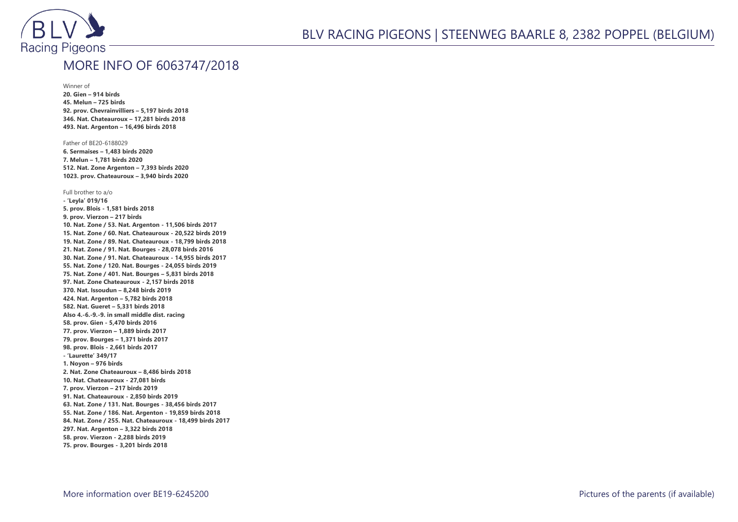## MORE INFO OF 6063747/2018

Winner of
**20. Gien – 914 birds**
**45. Melun – 725 birds**
**92. prov. Chevrainvilliers – 5,197 birds 2018**
**346. Nat. Chateauroux – 17,281 birds 2018**
**493. Nat. Argenton – 16,496 birds 2018**

Father of BE20-6188029
**6. Sermaises – 1,483 birds 2020**
**7. Melun – 1,781 birds 2020**
**512. Nat. Zone Argenton – 7,393 birds 2020**
**1023. prov. Chateauroux – 3,940 birds 2020**

Full brother to a/o
**- 'Leyla' 019/16**
**5. prov. Blois - 1,581 birds 2018**
**9. prov. Vierzon – 217 birds**
**10. Nat. Zone / 53. Nat. Argenton - 11,506 birds 2017**
**15. Nat. Zone / 60. Nat. Chateauroux - 20,522 birds 2019**
**19. Nat. Zone / 89. Nat. Chateauroux - 18,799 birds 2018**
**21. Nat. Zone / 91. Nat. Bourges - 28,078 birds 2016**
**30. Nat. Zone / 91. Nat. Chateauroux - 14,955 birds 2017**
**55. Nat. Zone / 120. Nat. Bourges - 24,055 birds 2019**
**75. Nat. Zone / 401. Nat. Bourges – 5,831 birds 2018**
**97. Nat. Zone Chateauroux - 2,157 birds 2018**
**370. Nat. Issoudun – 8,248 birds 2019**
**424. Nat. Argenton – 5,782 birds 2018**
**582. Nat. Gueret – 5,331 birds 2018**
**Also 4.-6.-9.-9. in small middle dist. racing**
**58. prov. Gien - 5,470 birds 2016**
**77. prov. Vierzon – 1,889 birds 2017**
**79. prov. Bourges – 1,371 birds 2017**
**98. prov. Blois - 2,661 birds 2017**
**- 'Laurette' 349/17**
**1. Noyon – 976 birds**
**2. Nat. Zone Chateauroux – 8,486 birds 2018**
**10. Nat. Chateauroux - 27,081 birds**
**7. prov. Vierzon – 217 birds 2019**
**91. Nat. Chateauroux - 2,850 birds 2019**
**63. Nat. Zone / 131. Nat. Bourges - 38,456 birds 2017**
**55. Nat. Zone / 186. Nat. Argenton - 19,859 birds 2018**
**84. Nat. Zone / 255. Nat. Chateauroux - 18,499 birds 2017**
**297. Nat. Argenton – 3,322 birds 2018**
**58. prov. Vierzon - 2,288 birds 2019**
**75. prov. Bourges - 3,201 birds 2018**

More information over BE19-6245200

Pictures of the parents (if available)